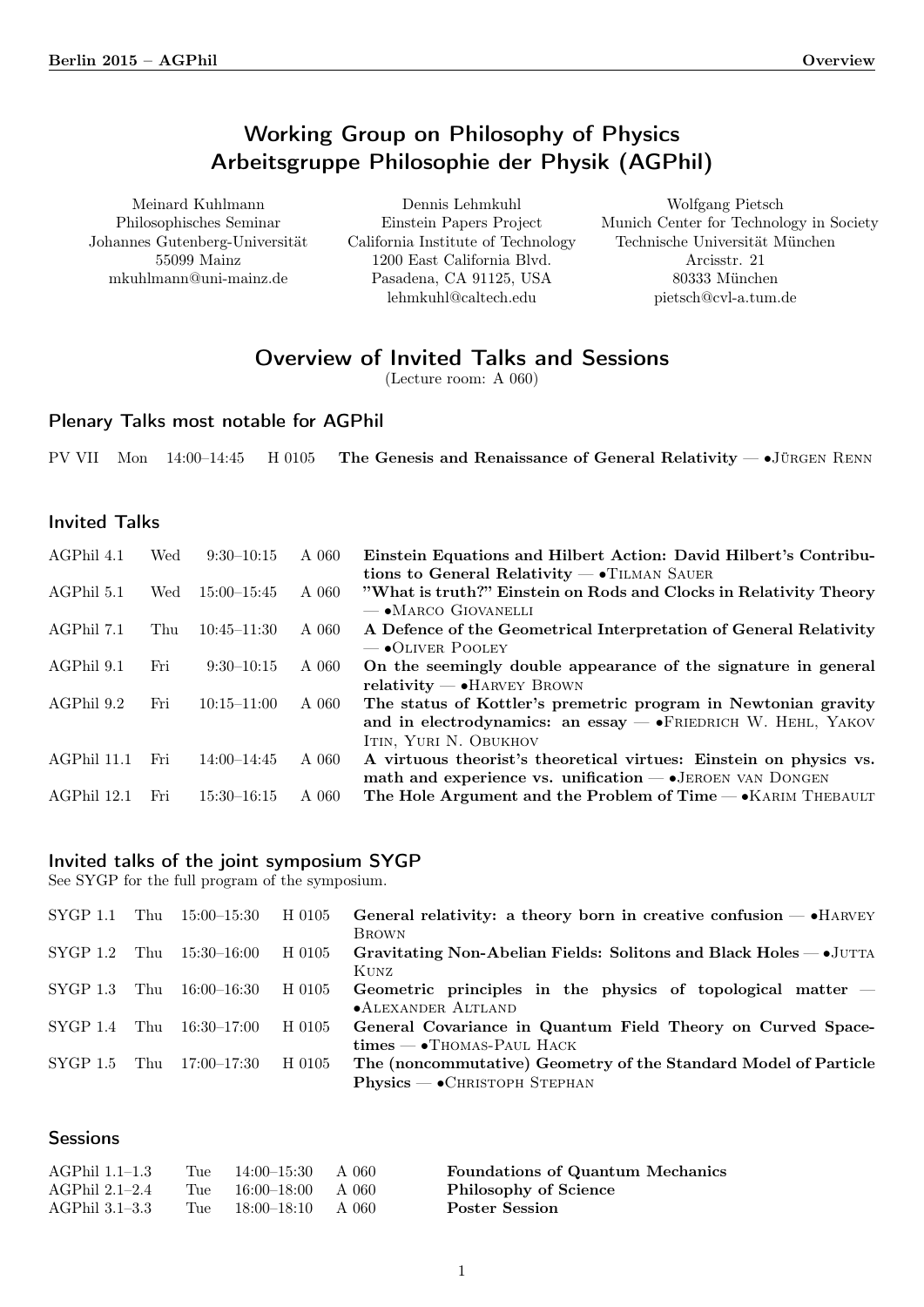# Working Group on Philosophy of Physics
# Arbeitsgruppe Philosophie der Physik (AGPhil)

Meinard Kuhlmann
Philosophisches Seminar
Johannes Gutenberg-Universität
55099 Mainz
mkuhlmann@uni-mainz.de

Dennis Lehmkuhl
Einstein Papers Project
California Institute of Technology
1200 East California Blvd.
Pasadena, CA 91125, USA
lehmkuhl@caltech.edu

Wolfgang Pietsch
Munich Center for Technology in Society
Technische Universität München
Arcisstr. 21
80333 München
pietsch@cvl-a.tum.de

## Overview of Invited Talks and Sessions

(Lecture room: A 060)

### Plenary Talks most notable for AGPhil

| | | | | |
|---|---|---|---|---|
| PV VII | Mon | 14:00–14:45 | H 0105 | **The Genesis and Renaissance of General Relativity** — •Jürgen Renn |

### Invited Talks

| | | | | |
|---|---|---|---|---|
| AGPhil 4.1 | Wed | 9:30–10:15 | A 060 | **Einstein Equations and Hilbert Action: David Hilbert's Contributions to General Relativity** — •Tilman Sauer |
| AGPhil 5.1 | Wed | 15:00–15:45 | A 060 | **"What is truth?" Einstein on Rods and Clocks in Relativity Theory** — •Marco Giovanelli |
| AGPhil 7.1 | Thu | 10:45–11:30 | A 060 | **A Defence of the Geometrical Interpretation of General Relativity** — •Oliver Pooley |
| AGPhil 9.1 | Fri | 9:30–10:15 | A 060 | **On the seemingly double appearance of the signature in general relativity** — •Harvey Brown |
| AGPhil 9.2 | Fri | 10:15–11:00 | A 060 | **The status of Kottler's premetric program in Newtonian gravity and in electrodynamics: an essay** — •Friedrich W. Hehl, Yakov Itin, Yuri N. Obukhov |
| AGPhil 11.1 | Fri | 14:00–14:45 | A 060 | **A virtuous theorist's theoretical virtues: Einstein on physics vs. math and experience vs. unification** — •Jeroen van Dongen |
| AGPhil 12.1 | Fri | 15:30–16:15 | A 060 | **The Hole Argument and the Problem of Time** — •Karim Thebault |

### Invited talks of the joint symposium SYGP

See SYGP for the full program of the symposium.

| | | | | |
|---|---|---|---|---|
| SYGP 1.1 | Thu | 15:00–15:30 | H 0105 | **General relativity: a theory born in creative confusion** — •Harvey Brown |
| SYGP 1.2 | Thu | 15:30–16:00 | H 0105 | **Gravitating Non-Abelian Fields: Solitons and Black Holes** — •Jutta Kunz |
| SYGP 1.3 | Thu | 16:00–16:30 | H 0105 | **Geometric principles in the physics of topological matter** — •Alexander Altland |
| SYGP 1.4 | Thu | 16:30–17:00 | H 0105 | **General Covariance in Quantum Field Theory on Curved Spacetimes** — •Thomas-Paul Hack |
| SYGP 1.5 | Thu | 17:00–17:30 | H 0105 | **The (noncommutative) Geometry of the Standard Model of Particle Physics** — •Christoph Stephan |

### Sessions

| | | | | |
|---|---|---|---|---|
| AGPhil 1.1–1.3 | Tue | 14:00–15:30 | A 060 | **Foundations of Quantum Mechanics** |
| AGPhil 2.1–2.4 | Tue | 16:00–18:00 | A 060 | **Philosophy of Science** |
| AGPhil 3.1–3.3 | Tue | 18:00–18:10 | A 060 | **Poster Session** |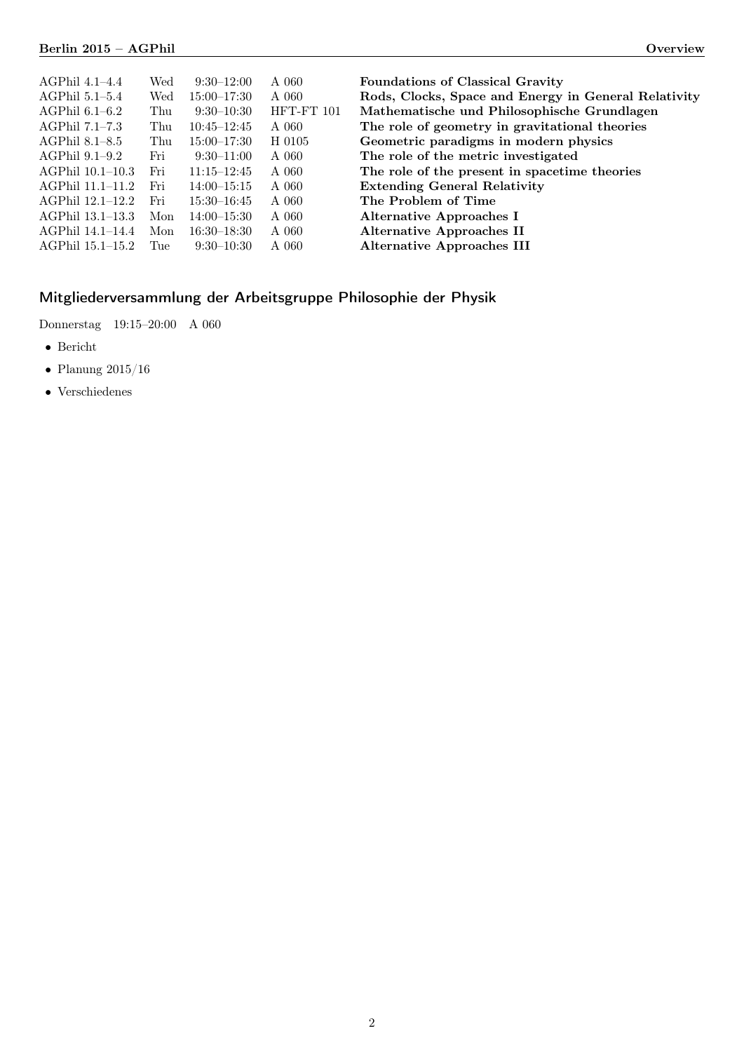| | | | | |
|---|---|---|---|---|
| AGPhil 4.1–4.4 | Wed | 9:30–12:00 | A 060 | **Foundations of Classical Gravity** |
| AGPhil 5.1–5.4 | Wed | 15:00–17:30 | A 060 | **Rods, Clocks, Space and Energy in General Relativity** |
| AGPhil 6.1–6.2 | Thu | 9:30–10:30 | HFT-FT 101 | **Mathematische und Philosophische Grundlagen** |
| AGPhil 7.1–7.3 | Thu | 10:45–12:45 | A 060 | **The role of geometry in gravitational theories** |
| AGPhil 8.1–8.5 | Thu | 15:00–17:30 | H 0105 | **Geometric paradigms in modern physics** |
| AGPhil 9.1–9.2 | Fri | 9:30–11:00 | A 060 | **The role of the metric investigated** |
| AGPhil 10.1–10.3 | Fri | 11:15–12:45 | A 060 | **The role of the present in spacetime theories** |
| AGPhil 11.1–11.2 | Fri | 14:00–15:15 | A 060 | **Extending General Relativity** |
| AGPhil 12.1–12.2 | Fri | 15:30–16:45 | A 060 | **The Problem of Time** |
| AGPhil 13.1–13.3 | Mon | 14:00–15:30 | A 060 | **Alternative Approaches I** |
| AGPhil 14.1–14.4 | Mon | 16:30–18:30 | A 060 | **Alternative Approaches II** |
| AGPhil 15.1–15.2 | Tue | 9:30–10:30 | A 060 | **Alternative Approaches III** |

## Mitgliederversammlung der Arbeitsgruppe Philosophie der Physik

Donnerstag 19:15–20:00 A 060

- Bericht
- Planung 2015/16
- Verschiedenes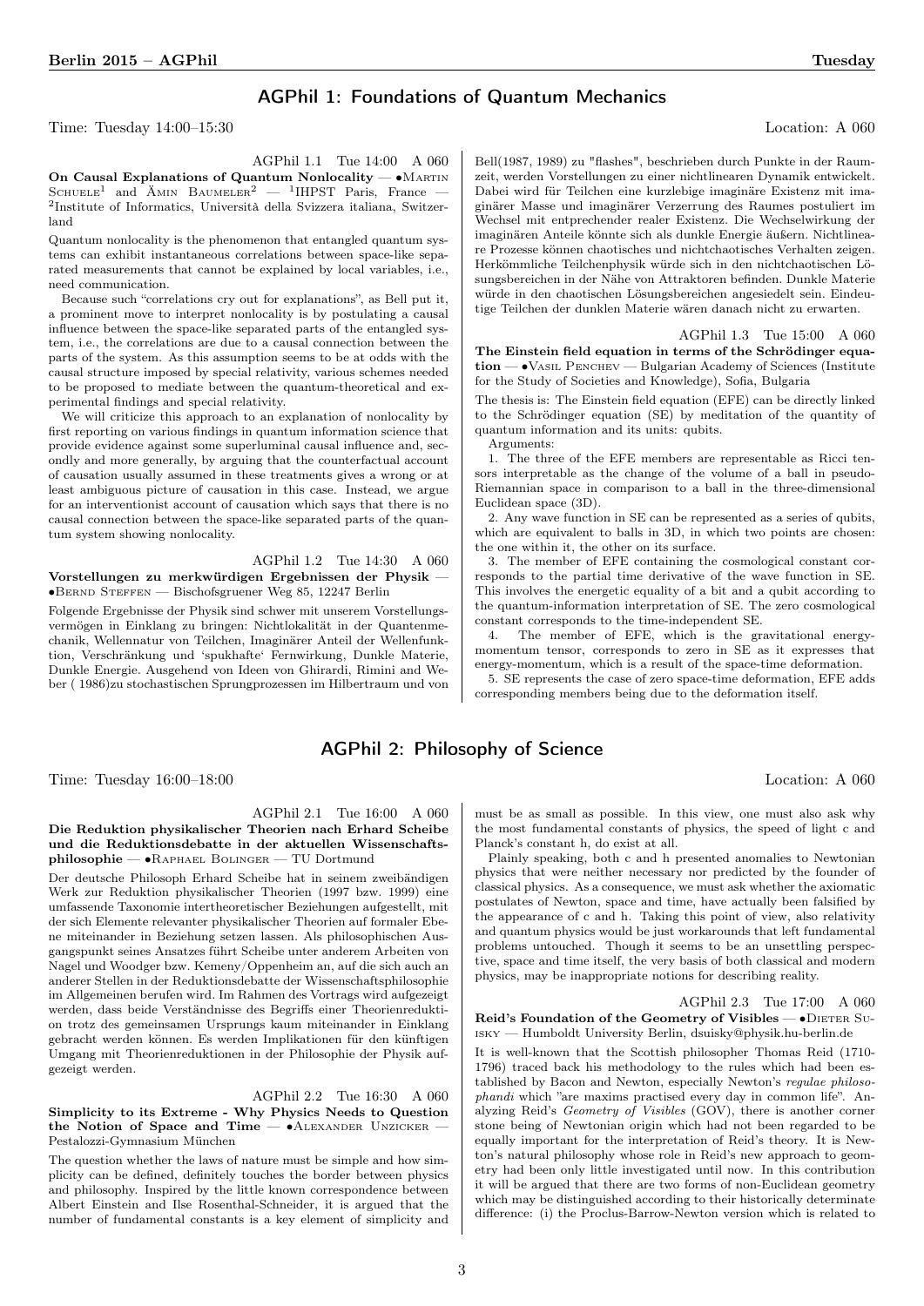## AGPhil 1: Foundations of Quantum Mechanics

Time: Tuesday 14:00–15:30 Location: A 060

AGPhil 1.1 Tue 14:00 A 060

**On Causal Explanations of Quantum Nonlocality** — •Martin Schuele[1] and Ämin Baumeler[2] — [1]IHPST Paris, France — [2]Institute of Informatics, Università della Svizzera italiana, Switzerland

Quantum nonlocality is the phenomenon that entangled quantum systems can exhibit instantaneous correlations between space-like separated measurements that cannot be explained by local variables, i.e., need communication.

Because such "correlations cry out for explanations", as Bell put it, a prominent move to interpret nonlocality is by postulating a causal influence between the space-like separated parts of the entangled system, i.e., the correlations are due to a causal connection between the parts of the system. As this assumption seems to be at odds with the causal structure imposed by special relativity, various schemes needed to be proposed to mediate between the quantum-theoretical and experimental findings and special relativity.

We will criticize this approach to an explanation of nonlocality by first reporting on various findings in quantum information science that provide evidence against some superluminal causal influence and, secondly and more generally, by arguing that the counterfactual account of causation usually assumed in these treatments gives a wrong or at least ambiguous picture of causation in this case. Instead, we argue for an interventionist account of causation which says that there is no causal connection between the space-like separated parts of the quantum system showing nonlocality.

AGPhil 1.2 Tue 14:30 A 060

**Vorstellungen zu merkwürdigen Ergebnissen der Physik** — •Bernd Steffen — Bischofsgruener Weg 85, 12247 Berlin

Folgende Ergebnisse der Physik sind schwer mit unserem Vorstellungsvermögen in Einklang zu bringen: Nichtlokalität in der Quantenmechanik, Wellennatur von Teilchen, Imaginärer Anteil der Wellenfunktion, Verschränkung und 'spukhafte' Fernwirkung, Dunkle Materie, Dunkle Energie. Ausgehend von Ideen von Ghirardi, Rimini and Weber ( 1986)zu stochastischen Sprungprozessen im Hilbertraum und von Bell(1987, 1989) zu "flashes", beschrieben durch Punkte in der Raumzeit, werden Vorstellungen zu einer nichtlinearen Dynamik entwickelt. Dabei wird für Teilchen eine kurzlebige imaginäre Existenz mit imaginärer Masse und imaginärer Verzerrung des Raumes postuliert im Wechsel mit entprechender realer Existenz. Die Wechselwirkung der imaginären Anteile könnte sich als dunkle Energie äußern. Nichtlineare Prozesse können chaotisches und nichtchaotisches Verhalten zeigen. Herkömmliche Teilchenphysik würde sich in den nichtchaotischen Lösungsbereichen in der Nähe von Attraktoren befinden. Dunkle Materie würde in den chaotischen Lösungsbereichen angesiedelt sein. Eindeutige Teilchen der dunklen Materie wären danach nicht zu erwarten.

AGPhil 1.3 Tue 15:00 A 060

**The Einstein field equation in terms of the Schrödinger equation** — •Vasil Penchev — Bulgarian Academy of Sciences (Institute for the Study of Societies and Knowledge), Sofia, Bulgaria

The thesis is: The Einstein field equation (EFE) can be directly linked to the Schrödinger equation (SE) by meditation of the quantity of quantum information and its units: qubits.

Arguments:

1. The three of the EFE members are representable as Ricci tensors interpretable as the change of the volume of a ball in pseudo-Riemannian space in comparison to a ball in the three-dimensional Euclidean space (3D).

2. Any wave function in SE can be represented as a series of qubits, which are equivalent to balls in 3D, in which two points are chosen: the one within it, the other on its surface.

3. The member of EFE containing the cosmological constant corresponds to the partial time derivative of the wave function in SE. This involves the energetic equality of a bit and a qubit according to the quantum-information interpretation of SE. The zero cosmological constant corresponds to the time-independent SE.

4. The member of EFE, which is the gravitational energy-momentum tensor, corresponds to zero in SE as it expresses that energy-momentum, which is a result of the space-time deformation.

5. SE represents the case of zero space-time deformation, EFE adds corresponding members being due to the deformation itself.

## AGPhil 2: Philosophy of Science

Time: Tuesday 16:00–18:00 Location: A 060

AGPhil 2.1 Tue 16:00 A 060

**Die Reduktion physikalischer Theorien nach Erhard Scheibe und die Reduktionsdebatte in der aktuellen Wissenschaftsphilosophie** — •Raphael Bolinger — TU Dortmund

Der deutsche Philosoph Erhard Scheibe hat in seinem zweibändigen Werk zur Reduktion physikalischer Theorien (1997 bzw. 1999) eine umfassende Taxonomie intertheoretischer Beziehungen aufgestellt, mit der sich Elemente relevanter physikalischer Theorien auf formaler Ebene miteinander in Beziehung setzen lassen. Als philosophischen Ausgangspunkt seines Ansatzes führt Scheibe unter anderem Arbeiten von Nagel und Woodger bzw. Kemeny/Oppenheim an, auf die sich auch an anderer Stellen in der Reduktionsdebatte der Wissenschaftsphilosophie im Allgemeinen berufen wird. Im Rahmen des Vortrags wird aufgezeigt werden, dass beide Verständnisse des Begriffs einer Theorienreduktion trotz des gemeinsamen Ursprungs kaum miteinander in Einklang gebracht werden können. Es werden Implikationen für den künftigen Umgang mit Theorienreduktionen in der Philosophie der Physik aufgezeigt werden.

AGPhil 2.2 Tue 16:30 A 060

**Simplicity to its Extreme - Why Physics Needs to Question the Notion of Space and Time** — •Alexander Unzicker — Pestalozzi-Gymnasium München

The question whether the laws of nature must be simple and how simplicity can be defined, definitely touches the border between physics and philosophy. Inspired by the little known correspondence between Albert Einstein and Ilse Rosenthal-Schneider, it is argued that the number of fundamental constants is a key element of simplicity and must be as small as possible. In this view, one must also ask why the most fundamental constants of physics, the speed of light c and Planck's constant h, do exist at all.

Plainly speaking, both c and h presented anomalies to Newtonian physics that were neither necessary nor predicted by the founder of classical physics. As a consequence, we must ask whether the axiomatic postulates of Newton, space and time, have actually been falsified by the appearance of c and h. Taking this point of view, also relativity and quantum physics would be just workarounds that left fundamental problems untouched. Though it seems to be an unsettling perspective, space and time itself, the very basis of both classical and modern physics, may be inappropriate notions for describing reality.

AGPhil 2.3 Tue 17:00 A 060

**Reid's Foundation of the Geometry of Visibles** — •Dieter Suisky — Humboldt University Berlin, dsuisky@physik.hu-berlin.de

It is well-known that the Scottish philosopher Thomas Reid (1710-1796) traced back his methodology to the rules which had been established by Bacon and Newton, especially Newton's *regulae philosophandi* which "are maxims practised every day in common life". Analyzing Reid's *Geometry of Visibles* (GOV), there is another corner stone being of Newtonian origin which had not been regarded to be equally important for the interpretation of Reid's theory. It is Newton's natural philosophy whose role in Reid's new approach to geometry had been only little investigated until now. In this contribution it will be argued that there are two forms of non-Euclidean geometry which may be distinguished according to their historically determinate difference: (i) the Proclus-Barrow-Newton version which is related to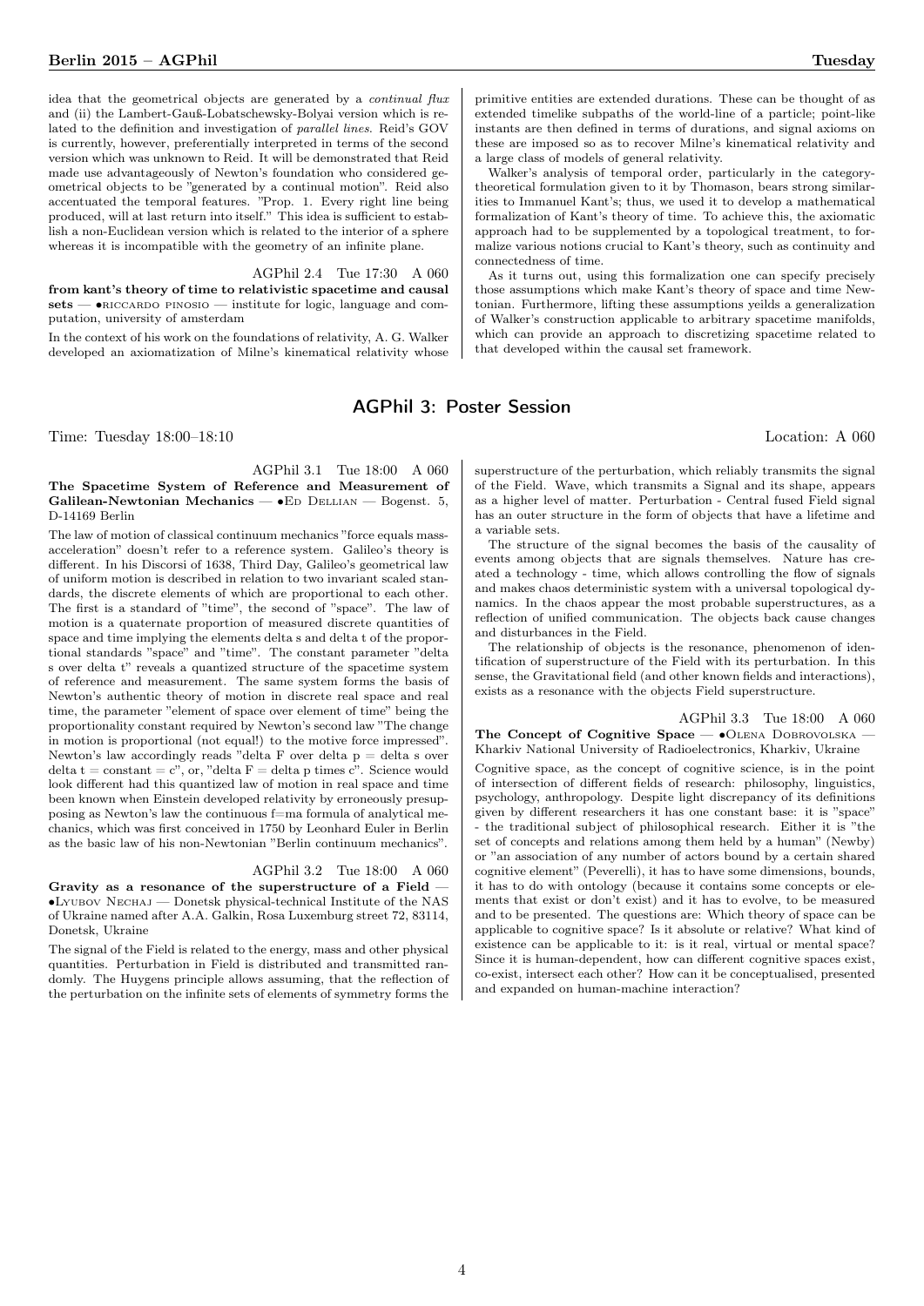idea that the geometrical objects are generated by a *continual flux* and (ii) the Lambert-Gauß-Lobatschewsky-Bolyai version which is related to the definition and investigation of *parallel lines*. Reid's GOV is currently, however, preferentially interpreted in terms of the second version which was unknown to Reid. It will be demonstrated that Reid made use advantageously of Newton's foundation who considered geometrical objects to be "generated by a continual motion". Reid also accentuated the temporal features. "Prop. 1. Every right line being produced, will at last return into itself." This idea is sufficient to establish a non-Euclidean version which is related to the interior of a sphere whereas it is incompatible with the geometry of an infinite plane.

AGPhil 2.4 Tue 17:30 A 060

**from kant's theory of time to relativistic spacetime and causal sets** — •riccardo pinosio — institute for logic, language and computation, university of amsterdam

In the context of his work on the foundations of relativity, A. G. Walker developed an axiomatization of Milne's kinematical relativity whose primitive entities are extended durations. These can be thought of as extended timelike subpaths of the world-line of a particle; point-like instants are then defined in terms of durations, and signal axioms on these are imposed so as to recover Milne's kinematical relativity and a large class of models of general relativity.

Walker's analysis of temporal order, particularly in the category-theoretical formulation given to it by Thomason, bears strong similarities to Immanuel Kant's; thus, we used it to develop a mathematical formalization of Kant's theory of time. To achieve this, the axiomatic approach had to be supplemented by a topological treatment, to formalize various notions crucial to Kant's theory, such as continuity and connectedness of time.

As it turns out, using this formalization one can specify precisely those assumptions which make Kant's theory of space and time Newtonian. Furthermore, lifting these assumptions yeilds a generalization of Walker's construction applicable to arbitrary spacetime manifolds, which can provide an approach to discretizing spacetime related to that developed within the causal set framework.

## AGPhil 3: Poster Session

Time: Tuesday 18:00–18:10 Location: A 060

AGPhil 3.1 Tue 18:00 A 060

**The Spacetime System of Reference and Measurement of Galilean-Newtonian Mechanics** — •Ed Dellian — Bogenst. 5, D-14169 Berlin

The law of motion of classical continuum mechanics "force equals mass-acceleration" doesn't refer to a reference system. Galileo's theory is different. In his Discorsi of 1638, Third Day, Galileo's geometrical law of uniform motion is described in relation to two invariant scaled standards, the discrete elements of which are proportional to each other. The first is a standard of "time", the second of "space". The law of motion is a quaternate proportion of measured discrete quantities of space and time implying the elements delta s and delta t of the proportional standards "space" and "time". The constant parameter "delta s over delta t" reveals a quantized structure of the spacetime system of reference and measurement. The same system forms the basis of Newton's authentic theory of motion in discrete real space and real time, the parameter "element of space over element of time" being the proportionality constant required by Newton's second law "The change in motion is proportional (not equal!) to the motive force impressed". Newton's law accordingly reads "delta F over delta p = delta s over delta t = constant = c", or, "delta F = delta p times c". Science would look different had this quantized law of motion in real space and time been known when Einstein developed relativity by erroneously presupposing as Newton's law the continuous f=ma formula of analytical mechanics, which was first conceived in 1750 by Leonhard Euler in Berlin as the basic law of his non-Newtonian "Berlin continuum mechanics".

AGPhil 3.2 Tue 18:00 A 060

**Gravity as a resonance of the superstructure of a Field** — •Lyubov Nechaj — Donetsk physical-technical Institute of the NAS of Ukraine named after A.A. Galkin, Rosa Luxemburg street 72, 83114, Donetsk, Ukraine

The signal of the Field is related to the energy, mass and other physical quantities. Perturbation in Field is distributed and transmitted randomly. The Huygens principle allows assuming, that the reflection of the perturbation on the infinite sets of elements of symmetry forms the superstructure of the perturbation, which reliably transmits the signal of the Field. Wave, which transmits a Signal and its shape, appears as a higher level of matter. Perturbation - Central fused Field signal has an outer structure in the form of objects that have a lifetime and a variable sets.

The structure of the signal becomes the basis of the causality of events among objects that are signals themselves. Nature has created a technology - time, which allows controlling the flow of signals and makes chaos deterministic system with a universal topological dynamics. In the chaos appear the most probable superstructures, as a reflection of unified communication. The objects back cause changes and disturbances in the Field.

The relationship of objects is the resonance, phenomenon of identification of superstructure of the Field with its perturbation. In this sense, the Gravitational field (and other known fields and interactions), exists as a resonance with the objects Field superstructure.

AGPhil 3.3 Tue 18:00 A 060

**The Concept of Cognitive Space** — •Olena Dobrovolska — Kharkiv National University of Radioelectronics, Kharkiv, Ukraine

Cognitive space, as the concept of cognitive science, is in the point of intersection of different fields of research: philosophy, linguistics, psychology, anthropology. Despite light discrepancy of its definitions given by different researchers it has one constant base: it is "space" - the traditional subject of philosophical research. Either it is "the set of concepts and relations among them held by a human" (Newby) or "an association of any number of actors bound by a certain shared cognitive element" (Peverelli), it has to have some dimensions, bounds, it has to do with ontology (because it contains some concepts or elements that exist or don't exist) and it has to evolve, to be measured and to be presented. The questions are: Which theory of space can be applicable to cognitive space? Is it absolute or relative? What kind of existence can be applicable to it: is it real, virtual or mental space? Since it is human-dependent, how can different cognitive spaces exist, co-exist, intersect each other? How can it be conceptualised, presented and expanded on human-machine interaction?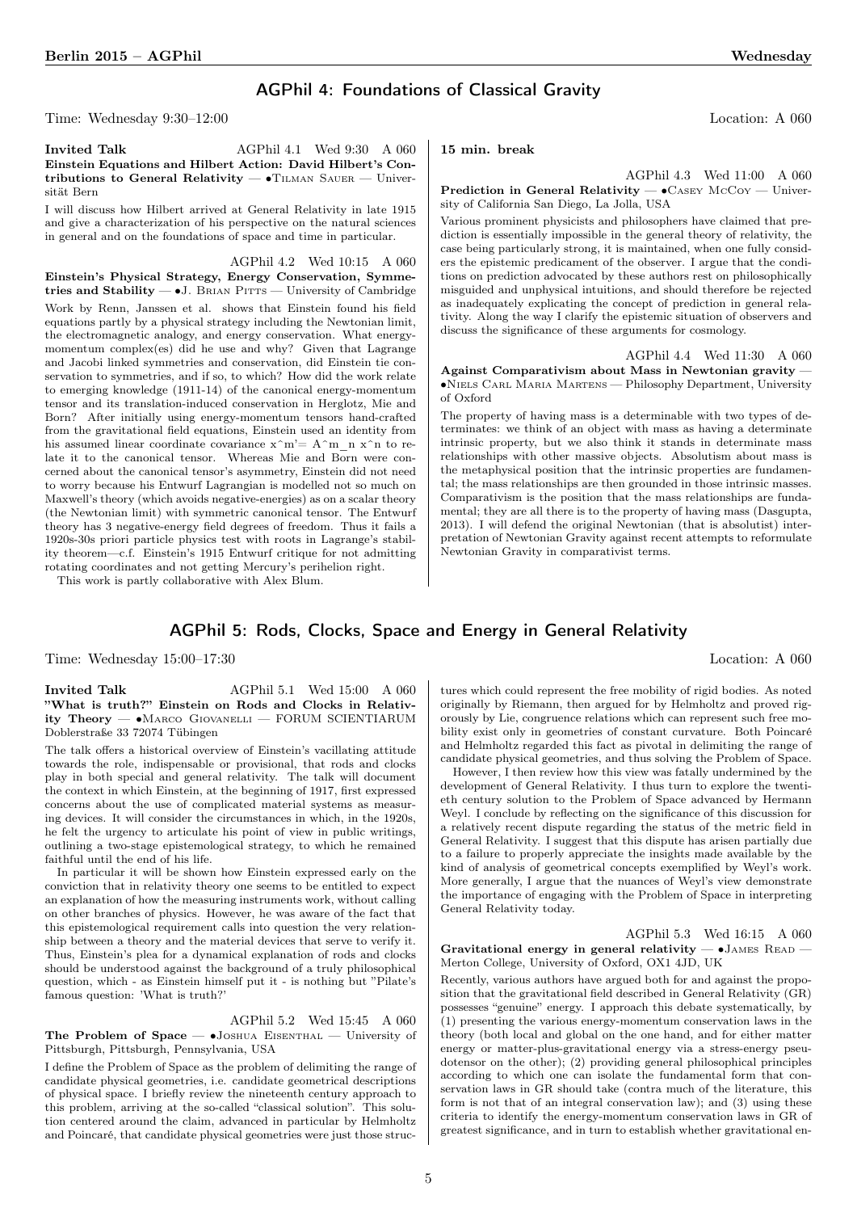## AGPhil 4: Foundations of Classical Gravity

Time: Wednesday 9:30–12:00 Location: A 060

**Invited Talk** AGPhil 4.1 Wed 9:30 A 060
**Einstein Equations and Hilbert Action: David Hilbert's Contributions to General Relativity** — •Tilman Sauer — Universität Bern

I will discuss how Hilbert arrived at General Relativity in late 1915 and give a characterization of his perspective on the natural sciences in general and on the foundations of space and time in particular.

AGPhil 4.2 Wed 10:15 A 060
**Einstein's Physical Strategy, Energy Conservation, Symmetries and Stability** — •J. Brian Pitts — University of Cambridge

Work by Renn, Janssen et al. shows that Einstein found his field equations partly by a physical strategy including the Newtonian limit, the electromagnetic analogy, and energy conservation. What energy-momentum complex(es) did he use and why? Given that Lagrange and Jacobi linked symmetries and conservation, did Einstein tie conservation to symmetries, and if so, to which? How did the work relate to emerging knowledge (1911-14) of the canonical energy-momentum tensor and its translation-induced conservation in Herglotz, Mie and Born? After initially using energy-momentum tensors hand-crafted from the gravitational field equations, Einstein used an identity from his assumed linear coordinate covariance x^m'= A^m_n x^n to relate it to the canonical tensor. Whereas Mie and Born were concerned about the canonical tensor's asymmetry, Einstein did not need to worry because his Entwurf Lagrangian is modelled not so much on Maxwell's theory (which avoids negative-energies) as on a scalar theory (the Newtonian limit) with symmetric canonical tensor. The Entwurf theory has 3 negative-energy field degrees of freedom. Thus it fails a 1920s-30s priori particle physics test with roots in Lagrange's stability theorem—c.f. Einstein's 1915 Entwurf critique for not admitting rotating coordinates and not getting Mercury's perihelion right.

This work is partly collaborative with Alex Blum.

**15 min. break**

AGPhil 4.3 Wed 11:00 A 060
**Prediction in General Relativity** — •Casey McCoy — University of California San Diego, La Jolla, USA

Various prominent physicists and philosophers have claimed that prediction is essentially impossible in the general theory of relativity, the case being particularly strong, it is maintained, when one fully considers the epistemic predicament of the observer. I argue that the conditions on prediction advocated by these authors rest on philosophically misguided and unphysical intuitions, and should therefore be rejected as inadequately explicating the concept of prediction in general relativity. Along the way I clarify the epistemic situation of observers and discuss the significance of these arguments for cosmology.

AGPhil 4.4 Wed 11:30 A 060
**Against Comparativism about Mass in Newtonian gravity** — •Niels Carl Maria Martens — Philosophy Department, University of Oxford

The property of having mass is a determinable with two types of determinates: we think of an object with mass as having a determinate intrinsic property, but we also think it stands in determinate mass relationships with other massive objects. Absolutism about mass is the metaphysical position that the intrinsic properties are fundamental; the mass relationships are then grounded in those intrinsic masses. Comparativism is the position that the mass relationships are fundamental; they are all there is to the property of having mass (Dasgupta, 2013). I will defend the original Newtonian (that is absolutist) interpretation of Newtonian Gravity against recent attempts to reformulate Newtonian Gravity in comparativist terms.

## AGPhil 5: Rods, Clocks, Space and Energy in General Relativity

Time: Wednesday 15:00–17:30 Location: A 060

**Invited Talk** AGPhil 5.1 Wed 15:00 A 060
**"What is truth?" Einstein on Rods and Clocks in Relativity Theory** — •Marco Giovanelli — FORUM SCIENTIARUM Doblerstraße 33 72074 Tübingen

The talk offers a historical overview of Einstein's vacillating attitude towards the role, indispensable or provisional, that rods and clocks play in both special and general relativity. The talk will document the context in which Einstein, at the beginning of 1917, first expressed concerns about the use of complicated material systems as measuring devices. It will consider the circumstances in which, in the 1920s, he felt the urgency to articulate his point of view in public writings, outlining a two-stage epistemological strategy, to which he remained faithful until the end of his life.

In particular it will be shown how Einstein expressed early on the conviction that in relativity theory one seems to be entitled to expect an explanation of how the measuring instruments work, without calling on other branches of physics. However, he was aware of the fact that this epistemological requirement calls into question the very relationship between a theory and the material devices that serve to verify it. Thus, Einstein's plea for a dynamical explanation of rods and clocks should be understood against the background of a truly philosophical question, which - as Einstein himself put it - is nothing but "Pilate's famous question: 'What is truth?'

AGPhil 5.2 Wed 15:45 A 060
**The Problem of Space** — •Joshua Eisenthal — University of Pittsburgh, Pittsburgh, Pennsylvania, USA

I define the Problem of Space as the problem of delimiting the range of candidate physical geometries, i.e. candidate geometrical descriptions of physical space. I briefly review the nineteenth century approach to this problem, arriving at the so-called "classical solution". This solution centered around the claim, advanced in particular by Helmholtz and Poincaré, that candidate physical geometries were just those structures which could represent the free mobility of rigid bodies. As noted originally by Riemann, then argued for by Helmholtz and proved rigorously by Lie, congruence relations which can represent such free mobility exist only in geometries of constant curvature. Both Poincaré and Helmholtz regarded this fact as pivotal in delimiting the range of candidate physical geometries, and thus solving the Problem of Space.

However, I then review how this view was fatally undermined by the development of General Relativity. I thus turn to explore the twentieth century solution to the Problem of Space advanced by Hermann Weyl. I conclude by reflecting on the significance of this discussion for a relatively recent dispute regarding the status of the metric field in General Relativity. I suggest that this dispute has arisen partially due to a failure to properly appreciate the insights made available by the kind of analysis of geometrical concepts exemplified by Weyl's work. More generally, I argue that the nuances of Weyl's view demonstrate the importance of engaging with the Problem of Space in interpreting General Relativity today.

AGPhil 5.3 Wed 16:15 A 060
**Gravitational energy in general relativity** — •James Read — Merton College, University of Oxford, OX1 4JD, UK

Recently, various authors have argued both for and against the proposition that the gravitational field described in General Relativity (GR) possesses "genuine" energy. I approach this debate systematically, by (1) presenting the various energy-momentum conservation laws in the theory (both local and global on the one hand, and for either matter energy or matter-plus-gravitational energy via a stress-energy pseudotensor on the other); (2) providing general philosophical principles according to which one can isolate the fundamental form that conservation laws in GR should take (contra much of the literature, this form is not that of an integral conservation law); and (3) using these criteria to identify the energy-momentum conservation laws in GR of greatest significance, and in turn to establish whether gravitational en-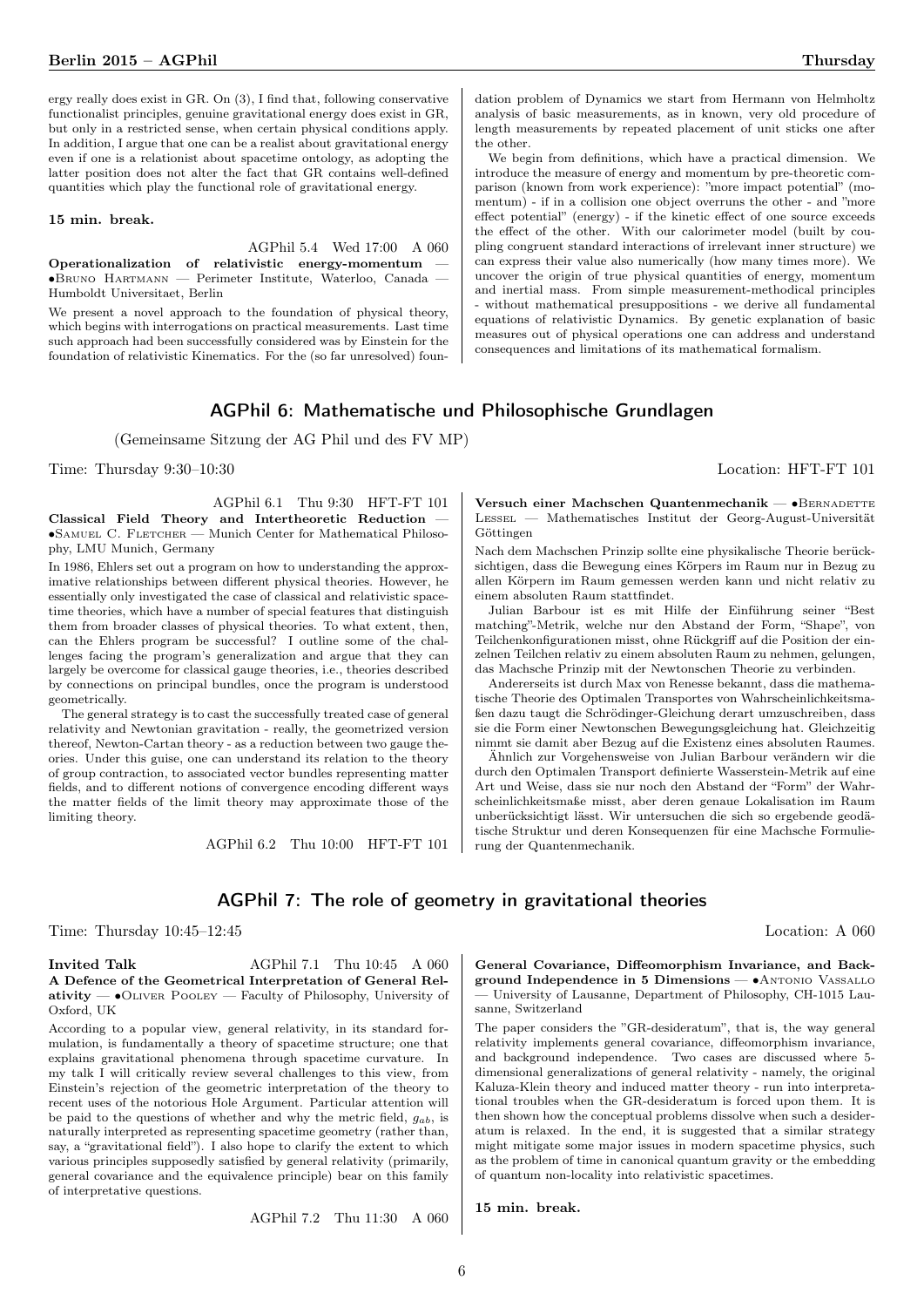ergy really does exist in GR. On (3), I find that, following conservative functionalist principles, genuine gravitational energy does exist in GR, but only in a restricted sense, when certain physical conditions apply. In addition, I argue that one can be a realist about gravitational energy even if one is a relationist about spacetime ontology, as adopting the latter position does not alter the fact that GR contains well-defined quantities which play the functional role of gravitational energy.

**15 min. break.**

AGPhil 5.4 Wed 17:00 A 060

**Operationalization of relativistic energy-momentum** — •Bruno Hartmann — Perimeter Institute, Waterloo, Canada — Humboldt Universitaet, Berlin

We present a novel approach to the foundation of physical theory, which begins with interrogations on practical measurements. Last time such approach had been successfully considered was by Einstein for the foundation of relativistic Kinematics. For the (so far unresolved) foundation problem of Dynamics we start from Hermann von Helmholtz analysis of basic measurements, as in known, very old procedure of length measurements by repeated placement of unit sticks one after the other.

We begin from definitions, which have a practical dimension. We introduce the measure of energy and momentum by pre-theoretic comparison (known from work experience): "more impact potential" (momentum) - if in a collision one object overruns the other - and "more effect potential" (energy) - if the kinetic effect of one source exceeds the effect of the other. With our calorimeter model (built by coupling congruent standard interactions of irrelevant inner structure) we can express their value also numerically (how many times more). We uncover the origin of true physical quantities of energy, momentum and inertial mass. From simple measurement-methodical principles - without mathematical presuppositions - we derive all fundamental equations of relativistic Dynamics. By genetic explanation of basic measures out of physical operations one can address and understand consequences and limitations of its mathematical formalism.

## AGPhil 6: Mathematische und Philosophische Grundlagen

(Gemeinsame Sitzung der AG Phil und des FV MP)

Time: Thursday 9:30–10:30 Location: HFT-FT 101

AGPhil 6.1 Thu 9:30 HFT-FT 101

**Classical Field Theory and Intertheoretic Reduction** — •Samuel C. Fletcher — Munich Center for Mathematical Philosophy, LMU Munich, Germany

In 1986, Ehlers set out a program on how to understanding the approximative relationships between different physical theories. However, he essentially only investigated the case of classical and relativistic spacetime theories, which have a number of special features that distinguish them from broader classes of physical theories. To what extent, then, can the Ehlers program be successful? I outline some of the challenges facing the program's generalization and argue that they can largely be overcome for classical gauge theories, i.e., theories described by connections on principal bundles, once the program is understood geometrically.

The general strategy is to cast the successfully treated case of general relativity and Newtonian gravitation - really, the geometrized version thereof, Newton-Cartan theory - as a reduction between two gauge theories. Under this guise, one can understand its relation to the theory of group contraction, to associated vector bundles representing matter fields, and to different notions of convergence encoding different ways the matter fields of the limit theory may approximate those of the limiting theory.

AGPhil 6.2 Thu 10:00 HFT-FT 101

**Versuch einer Machschen Quantenmechanik** — •Bernadette Lessel — Mathematisches Institut der Georg-August-Universität Göttingen

Nach dem Machschen Prinzip sollte eine physikalische Theorie berücksichtigen, dass die Bewegung eines Körpers im Raum nur in Bezug zu allen Körpern im Raum gemessen werden kann und nicht relativ zu einem absoluten Raum stattfindet.

Julian Barbour ist es mit Hilfe der Einführung seiner "Best matching"-Metrik, welche nur den Abstand der Form, "Shape", von Teilchenkonfigurationen misst, ohne Rückgriff auf die Position der einzelnen Teilchen relativ zu einem absoluten Raum zu nehmen, gelungen, das Machsche Prinzip mit der Newtonschen Theorie zu verbinden.

Andererseits ist durch Max von Renesse bekannt, dass die mathematische Theorie des Optimalen Transportes von Wahrscheinlichkeitsmaßen dazu taugt die Schrödinger-Gleichung derart umzuschreiben, dass sie die Form einer Newtonschen Bewegungsgleichung hat. Gleichzeitig nimmt sie damit aber Bezug auf die Existenz eines absoluten Raumes.

Ähnlich zur Vorgehensweise von Julian Barbour verändern wir die durch den Optimalen Transport definierte Wasserstein-Metrik auf eine Art und Weise, dass sie nur noch den Abstand der "Form" der Wahrscheinlichkeitsmaße misst, aber deren genaue Lokalisation im Raum unberücksichtigt lässt. Wir untersuchen die sich so ergebende geodätische Struktur und deren Konsequenzen für eine Machsche Formulierung der Quantenmechanik.

## AGPhil 7: The role of geometry in gravitational theories

Time: Thursday 10:45–12:45 Location: A 060

**Invited Talk** AGPhil 7.1 Thu 10:45 A 060

**A Defence of the Geometrical Interpretation of General Relativity** — •Oliver Pooley — Faculty of Philosophy, University of Oxford, UK

According to a popular view, general relativity, in its standard formulation, is fundamentally a theory of spacetime structure; one that explains gravitational phenomena through spacetime curvature. In my talk I will critically review several challenges to this view, from Einstein's rejection of the geometric interpretation of the theory to recent uses of the notorious Hole Argument. Particular attention will be paid to the questions of whether and why the metric field, $g_{ab}$, is naturally interpreted as representing spacetime geometry (rather than, say, a "gravitational field"). I also hope to clarify the extent to which various principles supposedly satisfied by general relativity (primarily, general covariance and the equivalence principle) bear on this family of interpretative questions.

AGPhil 7.2 Thu 11:30 A 060

**General Covariance, Diffeomorphism Invariance, and Background Independence in 5 Dimensions** — •Antonio Vassallo — University of Lausanne, Department of Philosophy, CH-1015 Lausanne, Switzerland

The paper considers the "GR-desideratum", that is, the way general relativity implements general covariance, diffeomorphism invariance, and background independence. Two cases are discussed where 5-dimensional generalizations of general relativity - namely, the original Kaluza-Klein theory and induced matter theory - run into interpretational troubles when the GR-desideratum is forced upon them. It is then shown how the conceptual problems dissolve when such a desideratum is relaxed. In the end, it is suggested that a similar strategy might mitigate some major issues in modern spacetime physics, such as the problem of time in canonical quantum gravity or the embedding of quantum non-locality into relativistic spacetimes.

**15 min. break.**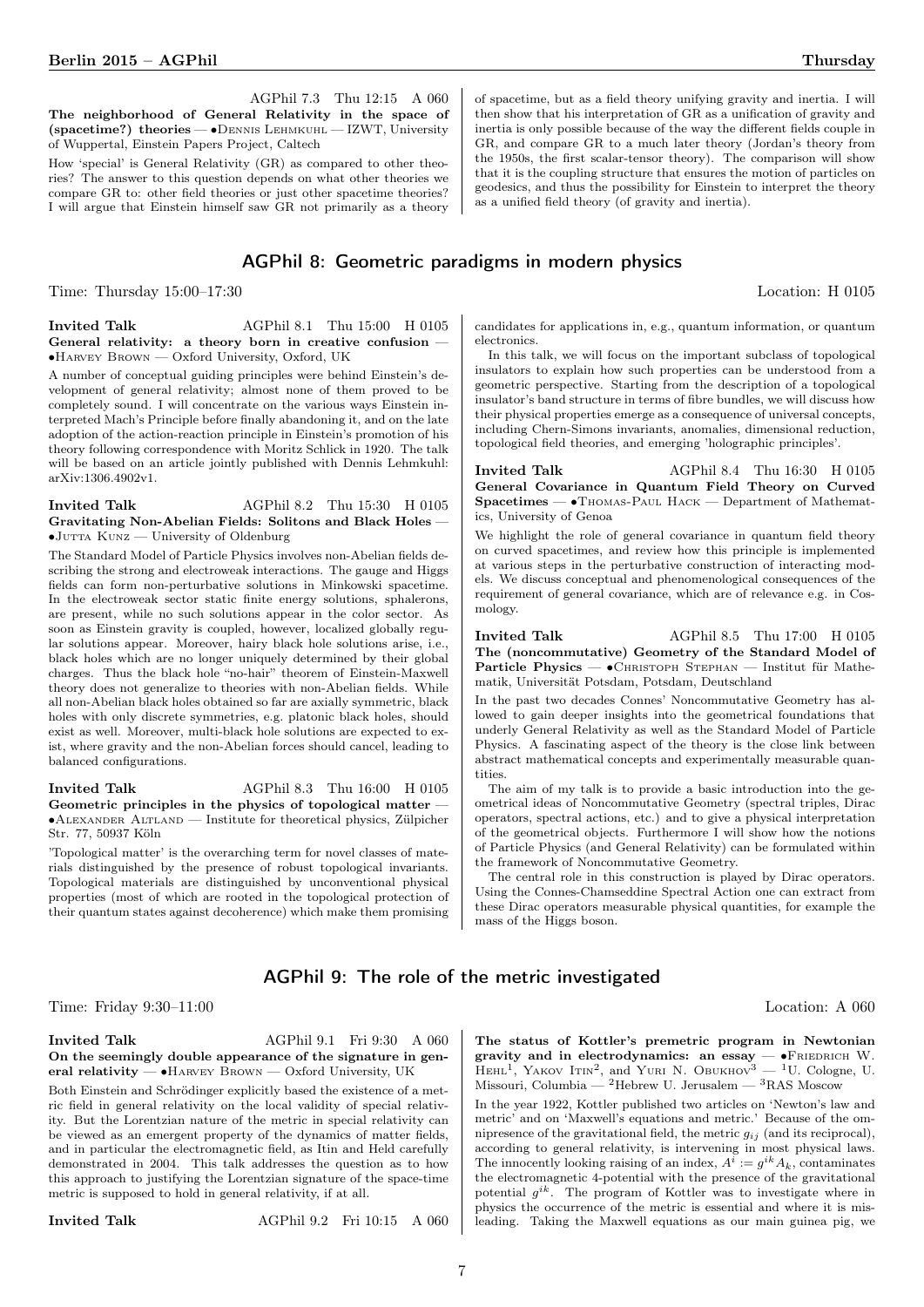AGPhil 7.3 Thu 12:15 A 060

**The neighborhood of General Relativity in the space of (spacetime?) theories** — •Dennis Lehmkuhl — IZWT, University of Wuppertal, Einstein Papers Project, Caltech

How 'special' is General Relativity (GR) as compared to other theories? The answer to this question depends on what other theories we compare GR to: other field theories or just other spacetime theories? I will argue that Einstein himself saw GR not primarily as a theory of spacetime, but as a field theory unifying gravity and inertia. I will then show that his interpretation of GR as a unification of gravity and inertia is only possible because of the way the different fields couple in GR, and compare GR to a much later theory (Jordan's theory from the 1950s, the first scalar-tensor theory). The comparison will show that it is the coupling structure that ensures the motion of particles on geodesics, and thus the possibility for Einstein to interpret the theory as a unified field theory (of gravity and inertia).

## AGPhil 8: Geometric paradigms in modern physics

Time: Thursday 15:00–17:30 Location: H 0105

**Invited Talk** AGPhil 8.1 Thu 15:00 H 0105

**General relativity: a theory born in creative confusion** — •Harvey Brown — Oxford University, Oxford, UK

A number of conceptual guiding principles were behind Einstein's development of general relativity; almost none of them proved to be completely sound. I will concentrate on the various ways Einstein interpreted Mach's Principle before finally abandoning it, and on the late adoption of the action-reaction principle in Einstein's promotion of his theory following correspondence with Moritz Schlick in 1920. The talk will be based on an article jointly published with Dennis Lehmkuhl: arXiv:1306.4902v1.

**Invited Talk** AGPhil 8.2 Thu 15:30 H 0105

**Gravitating Non-Abelian Fields: Solitons and Black Holes** — •Jutta Kunz — University of Oldenburg

The Standard Model of Particle Physics involves non-Abelian fields describing the strong and electroweak interactions. The gauge and Higgs fields can form non-perturbative solutions in Minkowski spacetime. In the electroweak sector static finite energy solutions, sphalerons, are present, while no such solutions appear in the color sector. As soon as Einstein gravity is coupled, however, localized globally regular solutions appear. Moreover, hairy black hole solutions arise, i.e., black holes which are no longer uniquely determined by their global charges. Thus the black hole "no-hair" theorem of Einstein-Maxwell theory does not generalize to theories with non-Abelian fields. While all non-Abelian black holes obtained so far are axially symmetric, black holes with only discrete symmetries, e.g. platonic black holes, should exist as well. Moreover, multi-black hole solutions are expected to exist, where gravity and the non-Abelian forces should cancel, leading to balanced configurations.

**Invited Talk** AGPhil 8.3 Thu 16:00 H 0105

**Geometric principles in the physics of topological matter** — •Alexander Altland — Institute for theoretical physics, Zülpicher Str. 77, 50937 Köln

'Topological matter' is the overarching term for novel classes of materials distinguished by the presence of robust topological invariants. Topological materials are distinguished by unconventional physical properties (most of which are rooted in the topological protection of their quantum states against decoherence) which make them promising candidates for applications in, e.g., quantum information, or quantum electronics.

In this talk, we will focus on the important subclass of topological insulators to explain how such properties can be understood from a geometric perspective. Starting from the description of a topological insulator's band structure in terms of fibre bundles, we will discuss how their physical properties emerge as a consequence of universal concepts, including Chern-Simons invariants, anomalies, dimensional reduction, topological field theories, and emerging 'holographic principles'.

**Invited Talk** AGPhil 8.4 Thu 16:30 H 0105

**General Covariance in Quantum Field Theory on Curved Spacetimes** — •Thomas-Paul Hack — Department of Mathematics, University of Genoa

We highlight the role of general covariance in quantum field theory on curved spacetimes, and review how this principle is implemented at various steps in the perturbative construction of interacting models. We discuss conceptual and phenomenological consequences of the requirement of general covariance, which are of relevance e.g. in Cosmology.

**Invited Talk** AGPhil 8.5 Thu 17:00 H 0105

**The (noncommutative) Geometry of the Standard Model of Particle Physics** — •Christoph Stephan — Institut für Mathematik, Universität Potsdam, Potsdam, Deutschland

In the past two decades Connes' Noncommutative Geometry has allowed to gain deeper insights into the geometrical foundations that underly General Relativity as well as the Standard Model of Particle Physics. A fascinating aspect of the theory is the close link between abstract mathematical concepts and experimentally measurable quantities.

The aim of my talk is to provide a basic introduction into the geometrical ideas of Noncommutative Geometry (spectral triples, Dirac operators, spectral actions, etc.) and to give a physical interpretation of the geometrical objects. Furthermore I will show how the notions of Particle Physics (and General Relativity) can be formulated within the framework of Noncommutative Geometry.

The central role in this construction is played by Dirac operators. Using the Connes-Chamseddine Spectral Action one can extract from these Dirac operators measurable physical quantities, for example the mass of the Higgs boson.

## AGPhil 9: The role of the metric investigated

Time: Friday 9:30–11:00 Location: A 060

**Invited Talk** AGPhil 9.1 Fri 9:30 A 060

**On the seemingly double appearance of the signature in general relativity** — •Harvey Brown — Oxford University, UK

Both Einstein and Schrödinger explicitly based the existence of a metric field in general relativity on the local validity of special relativity. But the Lorentzian nature of the metric in special relativity can be viewed as an emergent property of the dynamics of matter fields, and in particular the electromagnetic field, as Itin and Held carefully demonstrated in 2004. This talk addresses the question as to how this approach to justifying the Lorentzian signature of the space-time metric is supposed to hold in general relativity, if at all.

**Invited Talk** AGPhil 9.2 Fri 10:15 A 060

**The status of Kottler's premetric program in Newtonian gravity and in electrodynamics: an essay** — •Friedrich W. Hehl[1], Yakov Itin[2], and Yuri N. Obukhov[3] — [1]U. Cologne, U. Missouri, Columbia — [2]Hebrew U. Jerusalem — [3]RAS Moscow

In the year 1922, Kottler published two articles on 'Newton's law and metric' and on 'Maxwell's equations and metric.' Because of the omnipresence of the gravitational field, the metric $g_{ij}$ (and its reciprocal), according to general relativity, is intervening in most physical laws. The innocently looking raising of an index, $A^i := g^{ik}A_k$, contaminates the electromagnetic 4-potential with the presence of the gravitational potential $g^{ik}$. The program of Kottler was to investigate where in physics the occurrence of the metric is essential and where it is misleading. Taking the Maxwell equations as our main guinea pig, we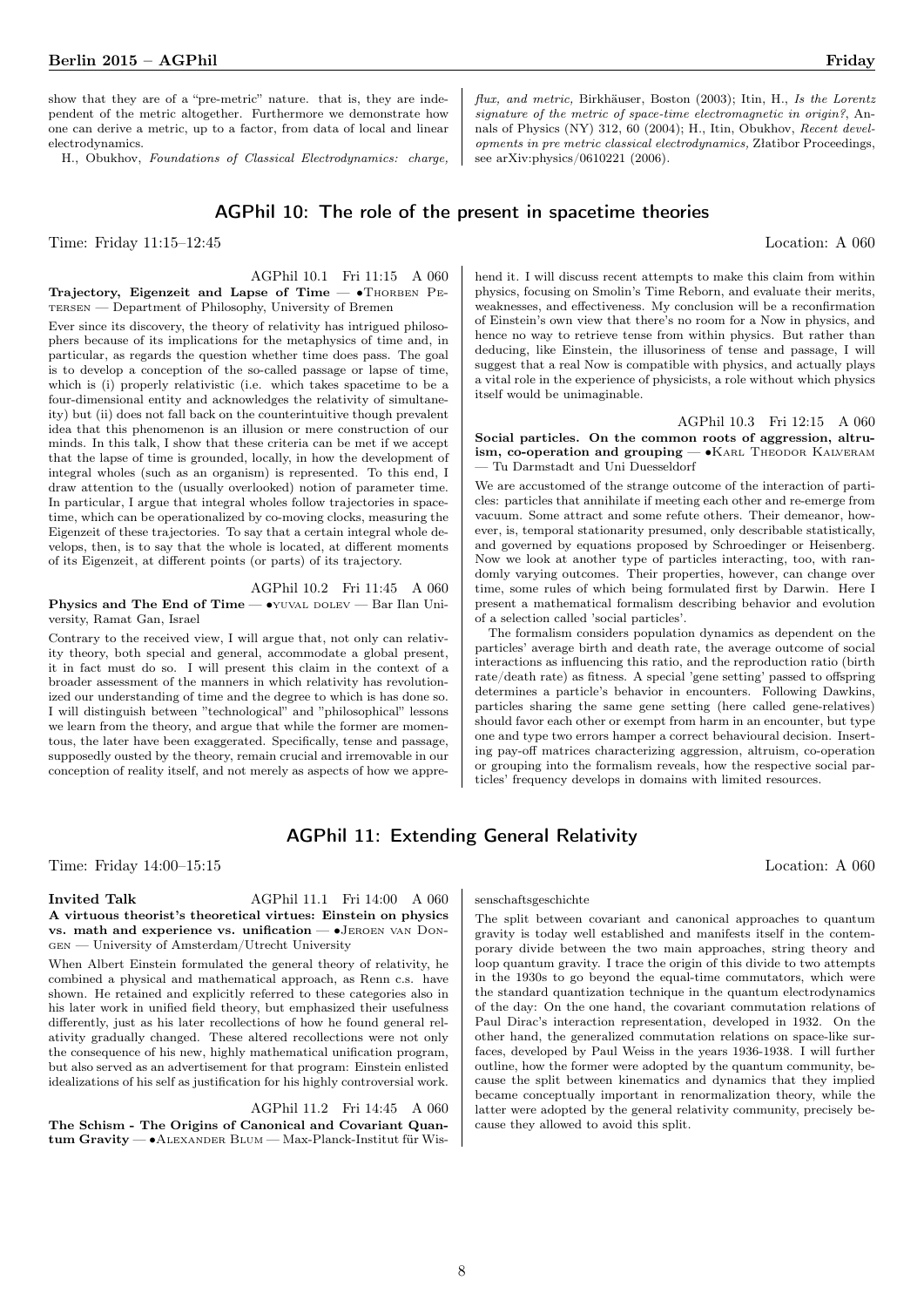show that they are of a "pre-metric" nature. that is, they are independent of the metric altogether. Furthermore we demonstrate how one can derive a metric, up to a factor, from data of local and linear electrodynamics.

H., Obukhov, *Foundations of Classical Electrodynamics: charge, flux, and metric,* Birkhäuser, Boston (2003); Itin, H., *Is the Lorentz signature of the metric of space-time electromagnetic in origin?*, Annals of Physics (NY) 312, 60 (2004); H., Itin, Obukhov, *Recent developments in pre metric classical electrodynamics,* Zlatibor Proceedings, see arXiv:physics/0610221 (2006).

## AGPhil 10: The role of the present in spacetime theories

Time: Friday 11:15–12:45 Location: A 060

AGPhil 10.1 Fri 11:15 A 060

**Trajectory, Eigenzeit and Lapse of Time** — •Thorben Petersen — Department of Philosophy, University of Bremen

Ever since its discovery, the theory of relativity has intrigued philosophers because of its implications for the metaphysics of time and, in particular, as regards the question whether time does pass. The goal is to develop a conception of the so-called passage or lapse of time, which is (i) properly relativistic (i.e. which takes spacetime to be a four-dimensional entity and acknowledges the relativity of simultaneity) but (ii) does not fall back on the counterintuitive though prevalent idea that this phenomenon is an illusion or mere construction of our minds. In this talk, I show that these criteria can be met if we accept that the lapse of time is grounded, locally, in how the development of integral wholes (such as an organism) is represented. To this end, I draw attention to the (usually overlooked) notion of parameter time. In particular, I argue that integral wholes follow trajectories in spacetime, which can be operationalized by co-moving clocks, measuring the Eigenzeit of these trajectories. To say that a certain integral whole develops, then, is to say that the whole is located, at different moments of its Eigenzeit, at different points (or parts) of its trajectory.

AGPhil 10.2 Fri 11:45 A 060

**Physics and The End of Time** — •yuval dolev — Bar Ilan University, Ramat Gan, Israel

Contrary to the received view, I will argue that, not only can relativity theory, both special and general, accommodate a global present, it in fact must do so. I will present this claim in the context of a broader assessment of the manners in which relativity has revolutionized our understanding of time and the degree to which is has done so. I will distinguish between "technological" and "philosophical" lessons we learn from the theory, and argue that while the former are momentous, the later have been exaggerated. Specifically, tense and passage, supposedly ousted by the theory, remain crucial and irremovable in our conception of reality itself, and not merely as aspects of how we apprehend it. I will discuss recent attempts to make this claim from within physics, focusing on Smolin's Time Reborn, and evaluate their merits, weaknesses, and effectiveness. My conclusion will be a reconfirmation of Einstein's own view that there's no room for a Now in physics, and hence no way to retrieve tense from within physics. But rather than deducing, like Einstein, the illusoriness of tense and passage, I will suggest that a real Now is compatible with physics, and actually plays a vital role in the experience of physicists, a role without which physics itself would be unimaginable.

AGPhil 10.3 Fri 12:15 A 060

**Social particles. On the common roots of aggression, altruism, co-operation and grouping** — •Karl Theodor Kalveram — Tu Darmstadt and Uni Duesseldorf

We are accustomed of the strange outcome of the interaction of particles: particles that annihilate if meeting each other and re-emerge from vacuum. Some attract and some refute others. Their demeanor, however, is, temporal stationarity presumed, only describable statistically, and governed by equations proposed by Schroedinger or Heisenberg. Now we look at another type of particles interacting, too, with randomly varying outcomes. Their properties, however, can change over time, some rules of which being formulated first by Darwin. Here I present a mathematical formalism describing behavior and evolution of a selection called 'social particles'.

The formalism considers population dynamics as dependent on the particles' average birth and death rate, the average outcome of social interactions as influencing this ratio, and the reproduction ratio (birth rate/death rate) as fitness. A special 'gene setting' passed to offspring determines a particle's behavior in encounters. Following Dawkins, particles sharing the same gene setting (here called gene-relatives) should favor each other or exempt from harm in an encounter, but type one and type two errors hamper a correct behavioural decision. Inserting pay-off matrices characterizing aggression, altruism, co-operation or grouping into the formalism reveals, how the respective social particles' frequency develops in domains with limited resources.

## AGPhil 11: Extending General Relativity

Time: Friday 14:00–15:15 Location: A 060

**Invited Talk** AGPhil 11.1 Fri 14:00 A 060

**A virtuous theorist's theoretical virtues: Einstein on physics vs. math and experience vs. unification** — •Jeroen van Dongen — University of Amsterdam/Utrecht University

When Albert Einstein formulated the general theory of relativity, he combined a physical and mathematical approach, as Renn c.s. have shown. He retained and explicitly referred to these categories also in his later work in unified field theory, but emphasized their usefulness differently, just as his later recollections of how he found general relativity gradually changed. These altered recollections were not only the consequence of his new, highly mathematical unification program, but also served as an advertisement for that program: Einstein enlisted idealizations of his self as justification for his highly controversial work.

AGPhil 11.2 Fri 14:45 A 060

**The Schism - The Origins of Canonical and Covariant Quantum Gravity** — •Alexander Blum — Max-Planck-Institut für Wissenschaftsgeschichte

The split between covariant and canonical approaches to quantum gravity is today well established and manifests itself in the contemporary divide between the two main approaches, string theory and loop quantum gravity. I trace the origin of this divide to two attempts in the 1930s to go beyond the equal-time commutators, which were the standard quantization technique in the quantum electrodynamics of the day: On the one hand, the covariant commutation relations of Paul Dirac's interaction representation, developed in 1932. On the other hand, the generalized commutation relations on space-like surfaces, developed by Paul Weiss in the years 1936-1938. I will further outline, how the former were adopted by the quantum community, because the split between kinematics and dynamics that they implied became conceptually important in renormalization theory, while the latter were adopted by the general relativity community, precisely because they allowed to avoid this split.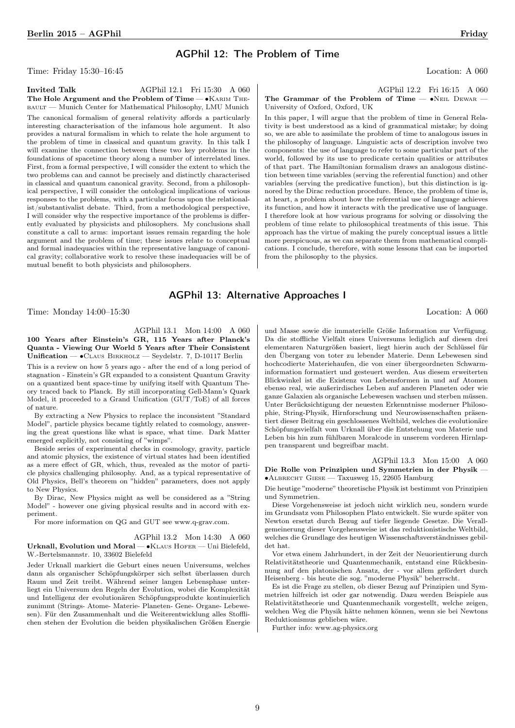## AGPhil 12: The Problem of Time

Time: Friday 15:30–16:45 Location: A 060

**Invited Talk** AGPhil 12.1 Fri 15:30 A 060
**The Hole Argument and the Problem of Time** — •Karim Thebault — Munich Center for Mathematical Philosophy, LMU Munich

The canonical formalism of general relativity affords a particularly interesting characterisation of the infamous hole argument. It also provides a natural formalism in which to relate the hole argument to the problem of time in classical and quantum gravity. In this talk I will examine the connection between these two key problems in the foundations of spacetime theory along a number of interrelated lines. First, from a formal perspective, I will consider the extent to which the two problems can and cannot be precisely and distinctly characterised in classical and quantum canonical gravity. Second, from a philosophical perspective, I will consider the ontological implications of various responses to the problems, with a particular focus upon the relationalist/substantivalist debate. Third, from a methodological perspective, I will consider why the respective importance of the problems is differently evaluated by physicists and philosophers. My conclusions shall constitute a call to arms: important issues remain regarding the hole argument and the problem of time; these issues relate to conceptual and formal inadequacies within the representative language of canonical gravity; collaborative work to resolve these inadequacies will be of mutual benefit to both physicists and philosophers.

AGPhil 12.2 Fri 16:15 A 060
**The Grammar of the Problem of Time** — •Neil Dewar — University of Oxford, Oxford, UK

In this paper, I will argue that the problem of time in General Relativity is best understood as a kind of grammatical mistake; by doing so, we are able to assimilate the problem of time to analogous issues in the philosophy of language. Linguistic acts of description involve two components: the use of language to refer to some particular part of the world, followed by its use to predicate certain qualities or attributes of that part. The Hamiltonian formalism draws an analogous distinction between time variables (serving the referential function) and other variables (serving the predicative function), but this distinction is ignored by the Dirac reduction procedure. Hence, the problem of time is, at heart, a problem about how the referential use of language achieves its function, and how it interacts with the predicative use of language. I therefore look at how various programs for solving or dissolving the problem of time relate to philosophical treatments of this issue. This approach has the virtue of making the purely conceptual issues a little more perspicuous, as we can separate them from mathematical complications. I conclude, therefore, with some lessons that can be imported from the philosophy to the physics.

## AGPhil 13: Alternative Approaches I

Time: Monday 14:00–15:30 Location: A 060

AGPhil 13.1 Mon 14:00 A 060
**100 Years after Einstein's GR, 115 Years after Planck's Quanta - Viewing Our World 5 Years after Their Consistent Unification** — •Claus Birkholz — Seydelstr. 7, D-10117 Berlin

This is a review on how 5 years ago - after the end of a long period of stagnation - Einstein's GR expanded to a consistent Quantum Gravity on a quantized bent space-time by unifying itself with Quantum Theory traced back to Planck. By still incorporating Gell-Mann's Quark Model, it proceeded to a Grand Unification (GUT/ToE) of all forces of nature.

By extracting a New Physics to replace the inconsistent "Standard Model", particle physics became tightly related to cosmology, answering the great questions like what is space, what time. Dark Matter emerged explicitly, not consisting of "wimps".

Beside series of experimental checks in cosmology, gravity, particle and atomic physics, the existence of virtual states had been identified as a mere effect of GR, which, thus, revealed as the motor of particle physics challenging philosophy. And, as a typical representative of Old Physics, Bell's theorem on "hidden" parameters, does not apply to New Physics.

By Dirac, New Physics might as well be considered as a "String Model" - however one giving physical results and in accord with experiment.

For more information on QG and GUT see www.q-grav.com.

AGPhil 13.2 Mon 14:30 A 060
**Urknall, Evolution und Moral** — •Klaus Hofer — Uni Bielefeld, W.-Bertelsmannstr. 10, 33602 Bielefeld

Jeder Urknall markiert die Geburt eines neuen Universums, welches dann als organischer Schöpfungskörper sich selbst überlassen durch Raum und Zeit treibt. Während seiner langen Lebensphase unterliegt ein Universum den Regeln der Evolution, wobei die Komplexität und Intelligenz der evolutionären Schöpfungsprodukte kontinuierlich zunimmt (Strings- Atome- Materie- Planeten- Gene- Organe- Lebewesen). Für den Zusammenhalt und die Weiterentwicklung alles Stofflichen stehen der Evolution die beiden physikalischen Größen Energie und Masse sowie die immaterielle Größe Information zur Verfügung. Da die stoffliche Vielfalt eines Universums lediglich auf diesen drei elementaren Naturgrößen basiert, liegt hierin auch der Schlüssel für den Übergang von toter zu lebender Materie. Denn Lebewesen sind hochcodierte Materiehaufen, die von einer übergeordneten Schwarminformation formatiert und gesteuert werden. Aus diesem erweiterten Blickwinkel ist die Existenz von Lebensformen in und auf Atomen ebenso real, wie außerirdisches Leben auf anderen Planeten oder wie ganze Galaxien als organische Lebewesen wachsen und sterben müssen. Unter Berücksichtigung der neuesten Erkenntnisse moderner Philosophie, String-Physik, Hirnforschung und Neurowissenschaften präsentiert dieser Beitrag ein geschlossenes Weltbild, welches die evolutionäre Schöpfungsvielfalt vom Urknall über die Entstehung von Materie und Leben bis hin zum fühlbaren Moralcode in unserem vorderen Hirnlappen transparent und begreifbar macht.

AGPhil 13.3 Mon 15:00 A 060
**Die Rolle von Prinzipien und Symmetrien in der Physik** — •Albrecht Giese — Taxusweg 15, 22605 Hamburg

Die heutige "moderne" theoretische Physik ist bestimmt von Prinzipien und Symmetrien.

Diese Vorgehensweise ist jedoch nicht wirklich neu, sondern wurde im Grundsatz vom Philosophen Plato entwickelt. Sie wurde später von Newton ersetzt durch Bezug auf tiefer liegende Gesetze. Die Verallgemeinerung dieser Vorgehensweise ist das reduktionistische Weltbild, welches die Grundlage des heutigen Wissenschaftsverständnisses gebildet hat.

Vor etwa einem Jahrhundert, in der Zeit der Neuorientierung durch Relativitätstheorie und Quantenmechanik, entstand eine Rückbesinnung auf den platonischen Ansatz, der - vor allem gefördert durch Heisenberg - bis heute die sog. "moderne Physik" beherrscht.

Es ist die Frage zu stellen, ob dieser Bezug auf Prinzipien und Symmetrien hilfreich ist oder gar notwendig. Dazu werden Beispiele aus Relativitätstheorie und Quantenmechanik vorgestellt, welche zeigen, welchen Weg die Physik hätte nehmen können, wenn sie bei Newtons Reduktionismus geblieben wäre.

Further info: www.ag-physics.org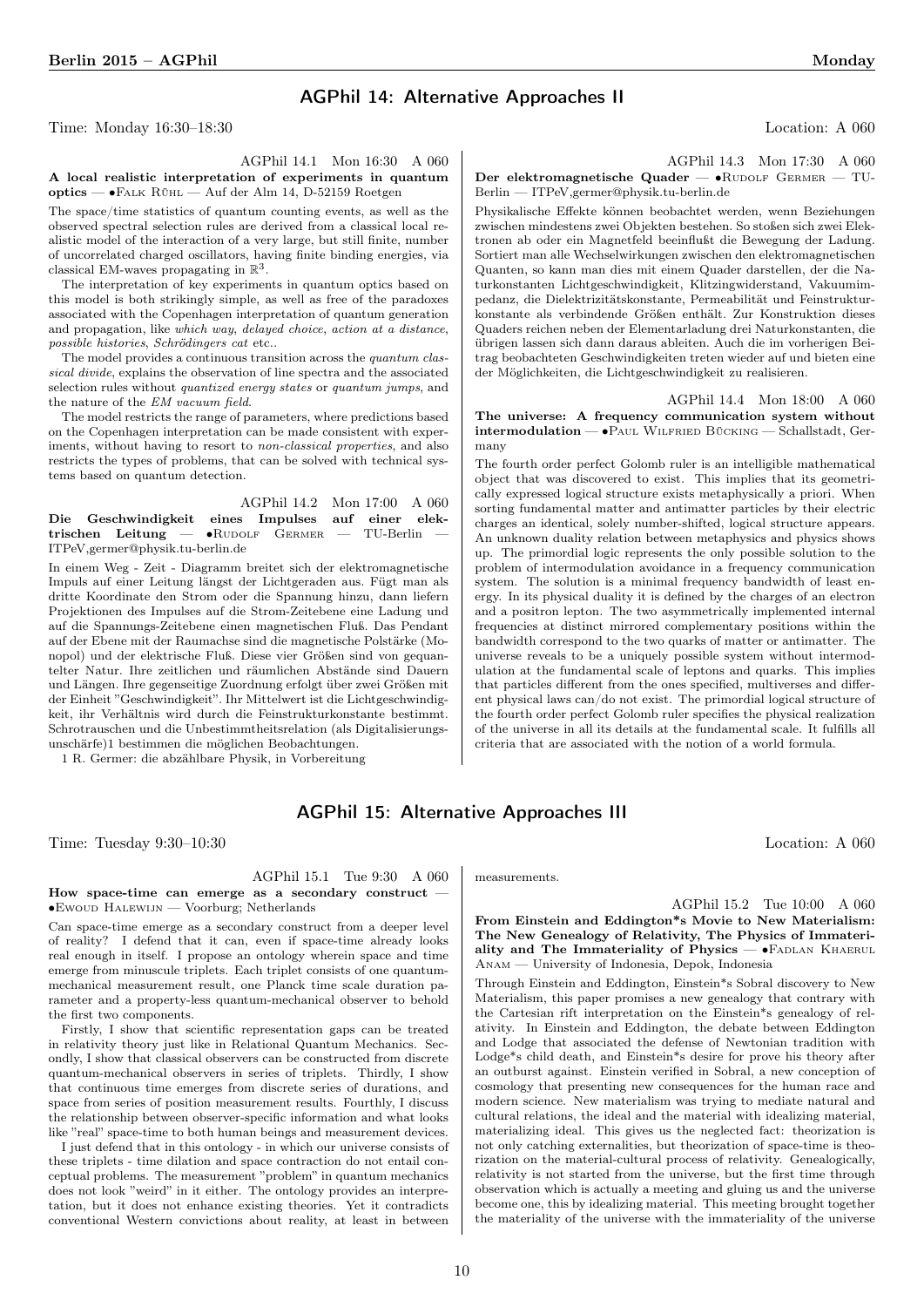## AGPhil 14: Alternative Approaches II

Time: Monday 16:30–18:30 Location: A 060

AGPhil 14.1 Mon 16:30 A 060

**A local realistic interpretation of experiments in quantum optics** — •Falk Rühl — Auf der Alm 14, D-52159 Roetgen

The space/time statistics of quantum counting events, as well as the observed spectral selection rules are derived from a classical local realistic model of the interaction of a very large, but still finite, number of uncorrelated charged oscillators, having finite binding energies, via classical EM-waves propagating in $\mathbb{R}^3$.

The interpretation of key experiments in quantum optics based on this model is both strikingly simple, as well as free of the paradoxes associated with the Copenhagen interpretation of quantum generation and propagation, like *which way*, *delayed choice*, *action at a distance*, *possible histories*, *Schrödingers cat* etc..

The model provides a continuous transition across the *quantum classical divide*, explains the observation of line spectra and the associated selection rules without *quantized energy states* or *quantum jumps*, and the nature of the *EM vacuum field*.

The model restricts the range of parameters, where predictions based on the Copenhagen interpretation can be made consistent with experiments, without having to resort to *non-classical properties*, and also restricts the types of problems, that can be solved with technical systems based on quantum detection.

AGPhil 14.2 Mon 17:00 A 060

**Die Geschwindigkeit eines Impulses auf einer elektrischen Leitung** — •Rudolf Germer — TU-Berlin — ITPeV,germer@physik.tu-berlin.de

In einem Weg - Zeit - Diagramm breitet sich der elektromagnetische Impuls auf einer Leitung längst der Lichtgeraden aus. Fügt man als dritte Koordinate den Strom oder die Spannung hinzu, dann liefern Projektionen des Impulses auf die Strom-Zeitebene eine Ladung und auf die Spannungs-Zeitebene einen magnetischen Fluß. Das Pendant auf der Ebene mit der Raumachse sind die magnetische Polstärke (Monopol) und der elektrische Fluß. Diese vier Größen sind von gequantelter Natur. Ihre zeitlichen und räumlichen Abstände sind Dauern und Längen. Ihre gegenseitige Zuordnung erfolgt über zwei Größen mit der Einheit "Geschwindigkeit". Ihr Mittelwert ist die Lichtgeschwindigkeit, ihr Verhältnis wird durch die Feinstrukturkonstante bestimmt. Schrotrauschen und die Unbestimmtheitsrelation (als Digitalisierungsunschärfe)1 bestimmen die möglichen Beobachtungen.

1 R. Germer: die abzählbare Physik, in Vorbereitung

AGPhil 14.3 Mon 17:30 A 060

**Der elektromagnetische Quader** — •Rudolf Germer — TU-Berlin — ITPeV,germer@physik.tu-berlin.de

Physikalische Effekte können beobachtet werden, wenn Beziehungen zwischen mindestens zwei Objekten bestehen. So stoßen sich zwei Elektronen ab oder ein Magnetfeld beeinflußt die Bewegung der Ladung. Sortiert man alle Wechselwirkungen zwischen den elektromagnetischen Quanten, so kann man dies mit einem Quader darstellen, der die Naturkonstanten Lichtgeschwindigkeit, Klitzingwiderstand, Vakuumimpedanz, die Dielektrizitätskonstante, Permeabilität und Feinstrukturkonstante als verbindende Größen enthält. Zur Konstruktion dieses Quaders reichen neben der Elementarladung drei Naturkonstanten, die übrigen lassen sich dann daraus ableiten. Auch die im vorherigen Beitrag beobachteten Geschwindigkeiten treten wieder auf und bieten eine der Möglichkeiten, die Lichtgeschwindigkeit zu realisieren.

AGPhil 14.4 Mon 18:00 A 060

**The universe: A frequency communication system without intermodulation** — •Paul Wilfried Bücking — Schallstadt, Germany

The fourth order perfect Golomb ruler is an intelligible mathematical object that was discovered to exist. This implies that its geometrically expressed logical structure exists metaphysically a priori. When sorting fundamental matter and antimatter particles by their electric charges an identical, solely number-shifted, logical structure appears. An unknown duality relation between metaphysics and physics shows up. The primordial logic represents the only possible solution to the problem of intermodulation avoidance in a frequency communication system. The solution is a minimal frequency bandwidth of least energy. In its physical duality it is defined by the charges of an electron and a positron lepton. The two asymmetrically implemented internal frequencies at distinct mirrored complementary positions within the bandwidth correspond to the two quarks of matter or antimatter. The universe reveals to be a uniquely possible system without intermodulation at the fundamental scale of leptons and quarks. This implies that particles different from the ones specified, multiverses and different physical laws can/do not exist. The primordial logical structure of the fourth order perfect Golomb ruler specifies the physical realization of the universe in all its details at the fundamental scale. It fulfills all criteria that are associated with the notion of a world formula.

## AGPhil 15: Alternative Approaches III

Time: Tuesday 9:30–10:30 Location: A 060

AGPhil 15.1 Tue 9:30 A 060

**How space-time can emerge as a secondary construct** — •Ewoud Halewijn — Voorburg; Netherlands

Can space-time emerge as a secondary construct from a deeper level of reality? I defend that it can, even if space-time already looks real enough in itself. I propose an ontology wherein space and time emerge from minuscule triplets. Each triplet consists of one quantum-mechanical measurement result, one Planck time scale duration parameter and a property-less quantum-mechanical observer to behold the first two components.

Firstly, I show that scientific representation gaps can be treated in relativity theory just like in Relational Quantum Mechanics. Secondly, I show that classical observers can be constructed from discrete quantum-mechanical observers in series of triplets. Thirdly, I show that continuous time emerges from discrete series of durations, and space from series of position measurement results. Fourthly, I discuss the relationship between observer-specific information and what looks like "real" space-time to both human beings and measurement devices.

I just defend that in this ontology - in which our universe consists of these triplets - time dilation and space contraction do not entail conceptual problems. The measurement "problem" in quantum mechanics does not look "weird" in it either. The ontology provides an interpretation, but it does not enhance existing theories. Yet it contradicts conventional Western convictions about reality, at least in between measurements.

AGPhil 15.2 Tue 10:00 A 060

**From Einstein and Eddington*s Movie to New Materialism: The New Genealogy of Relativity, The Physics of Immateriality and The Immateriality of Physics** — •Fadlan Khaerul Anam — University of Indonesia, Depok, Indonesia

Through Einstein and Eddington, Einstein*s Sobral discovery to New Materialism, this paper promises a new genealogy that contrary with the Cartesian rift interpretation on the Einstein*s genealogy of relativity. In Einstein and Eddington, the debate between Eddington and Lodge that associated the defense of Newtonian tradition with Lodge*s child death, and Einstein*s desire for prove his theory after an outburst against. Einstein verified in Sobral, a new conception of cosmology that presenting new consequences for the human race and modern science. New materialism was trying to mediate natural and cultural relations, the ideal and the material with idealizing material, materializing ideal. This gives us the neglected fact: theorization is not only catching externalities, but theorization of space-time is theorization on the material-cultural process of relativity. Genealogically, relativity is not started from the universe, but the first time through observation which is actually a meeting and gluing us and the universe become one, this by idealizing material. This meeting brought together the materiality of the universe with the immateriality of the universe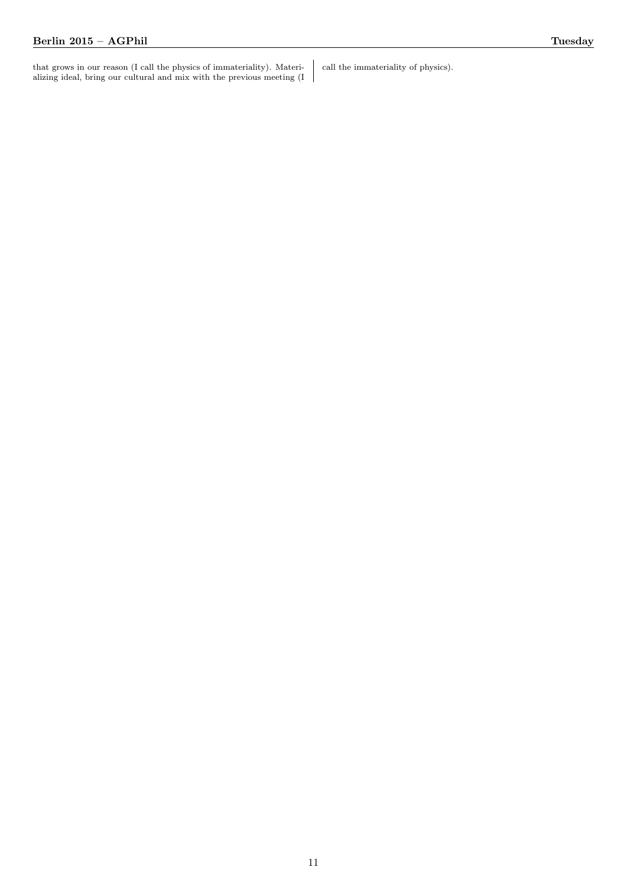that grows in our reason (I call the physics of immateriality). Materializing ideal, bring our cultural and mix with the previous meeting (I call the immateriality of physics).